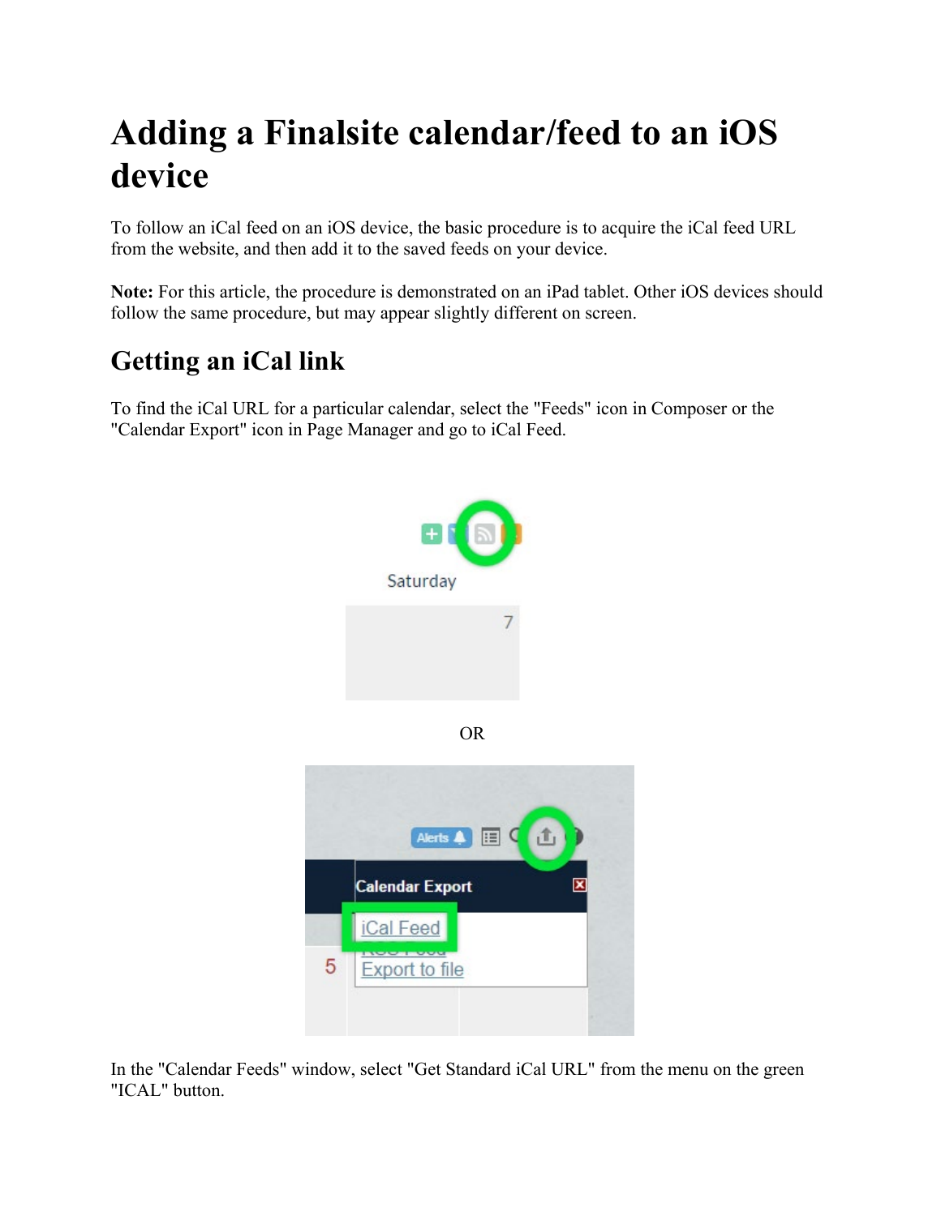# Adding a Finalsite calendar/feed to an iOS device

To follow an iCal feed on an iOS device, the basic procedure is to acquire the iCal feed URL from the website, and then add it to the saved feeds on your device.

**Note:** For this article, the procedure is demonstrated on an iPad tablet. Other iOS devices should follow the same procedure, but may appear slightly different on screen.

## Getting an iCal link

To find the iCal URL for a particular calendar, select the "Feeds" icon in Composer or the "Calendar Export" icon in Page Manager and go to iCal Feed.

OR

In the "Calendar Feeds" window, select "Get Standard iCal URL" from the menu on the green "ICAL" button.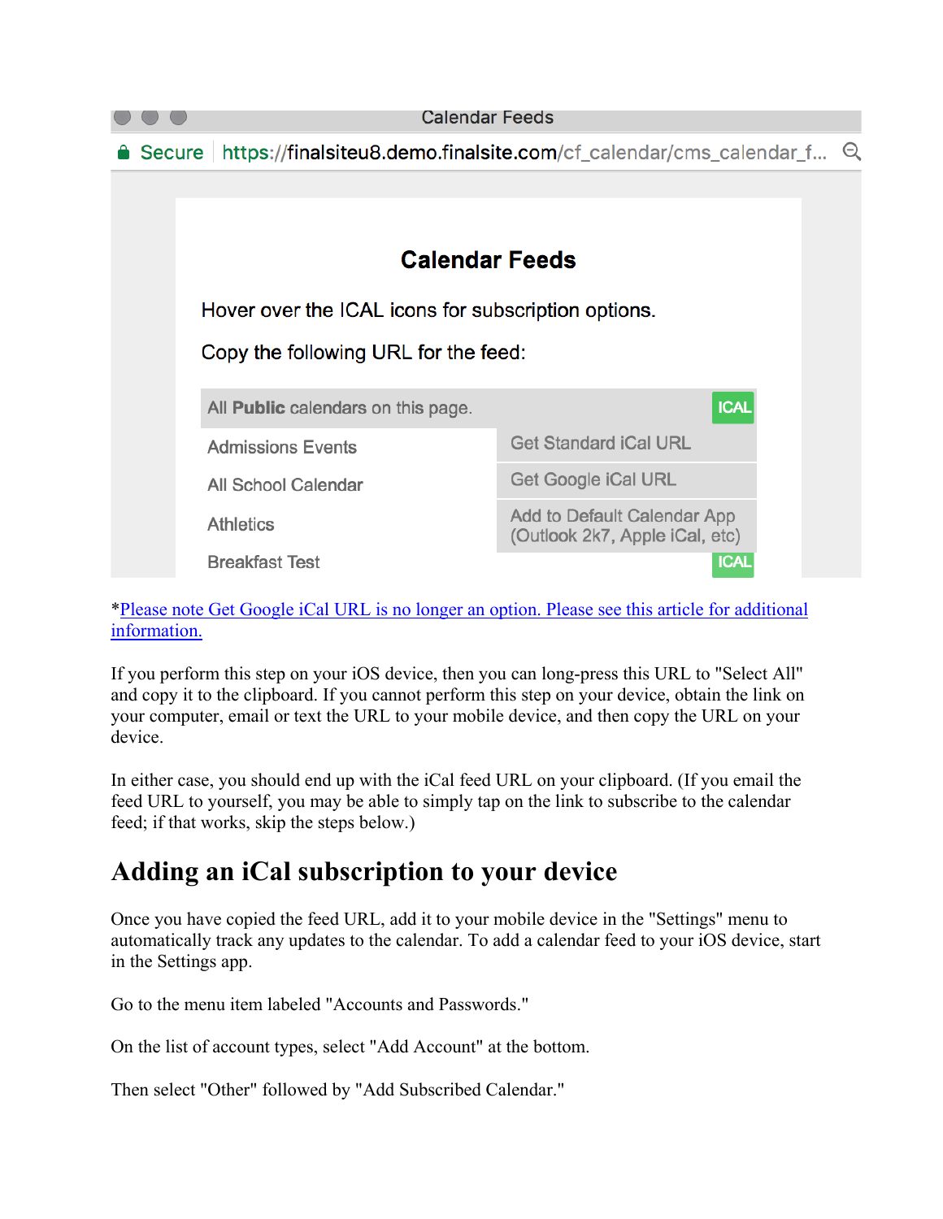Calendar Feeds

Secure https://finalsiteu8.demo.finalsite.com/cf_calendar/cms_calendar_f...

**Calendar Feeds**

Hover over the ICAL icons for subscription options.

Copy the following URL for the feed:

All **Public** calendars on this page. ICAL

Admissions Events

All School Calendar

Athletics

Breakfast Test ICAL

Get Standard iCal URL

Get Google iCal URL

Add to Default Calendar App (Outlook 2k7, Apple iCal, etc)

*Please note Get Google iCal URL is no longer an option. Please see this article for additional information.

If you perform this step on your iOS device, then you can long-press this URL to "Select All" and copy it to the clipboard. If you cannot perform this step on your device, obtain the link on your computer, email or text the URL to your mobile device, and then copy the URL on your device.

In either case, you should end up with the iCal feed URL on your clipboard. (If you email the feed URL to yourself, you may be able to simply tap on the link to subscribe to the calendar feed; if that works, skip the steps below.)

## Adding an iCal subscription to your device

Once you have copied the feed URL, add it to your mobile device in the "Settings" menu to automatically track any updates to the calendar. To add a calendar feed to your iOS device, start in the Settings app.

Go to the menu item labeled "Accounts and Passwords."

On the list of account types, select "Add Account" at the bottom.

Then select "Other" followed by "Add Subscribed Calendar."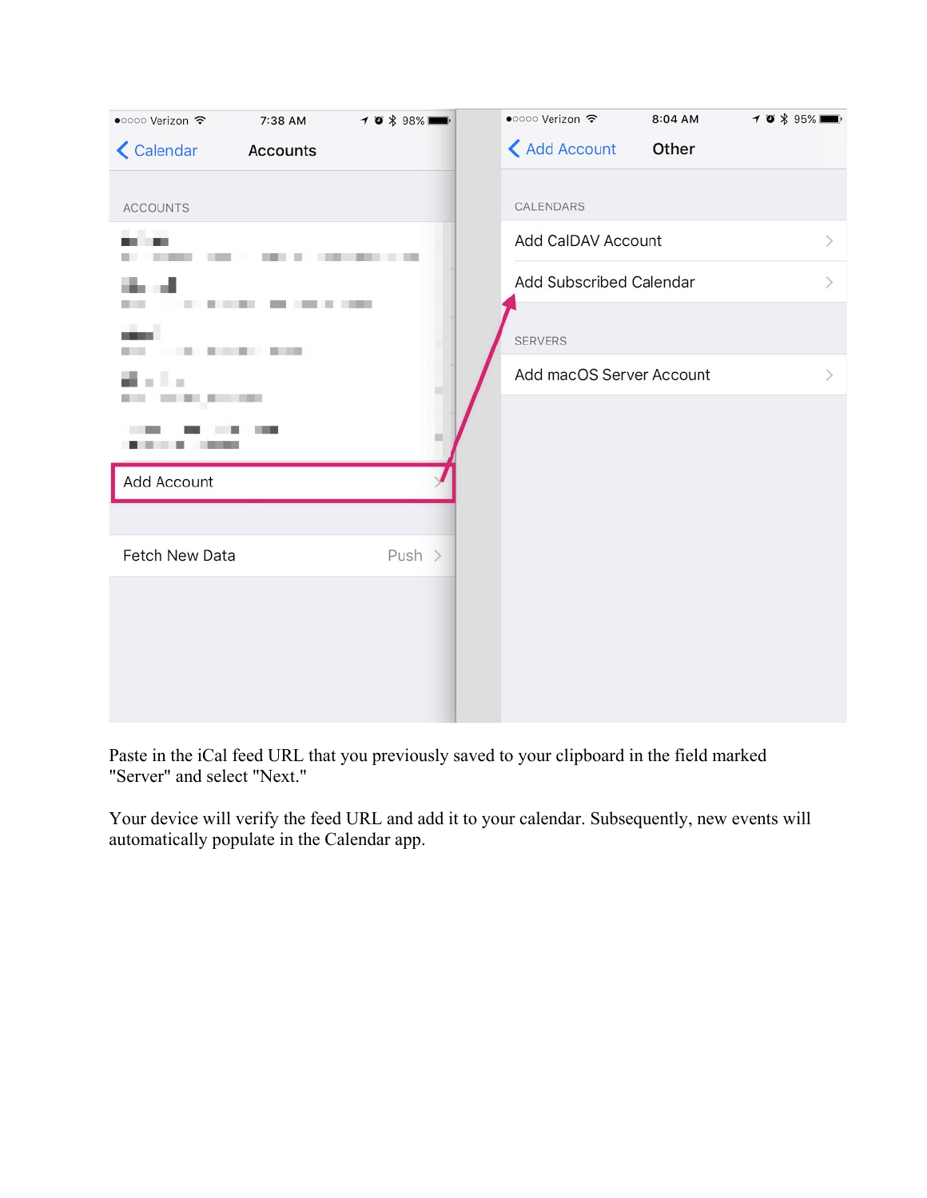Paste in the iCal feed URL that you previously saved to your clipboard in the field marked "Server" and select "Next."

Your device will verify the feed URL and add it to your calendar. Subsequently, new events will automatically populate in the Calendar app.